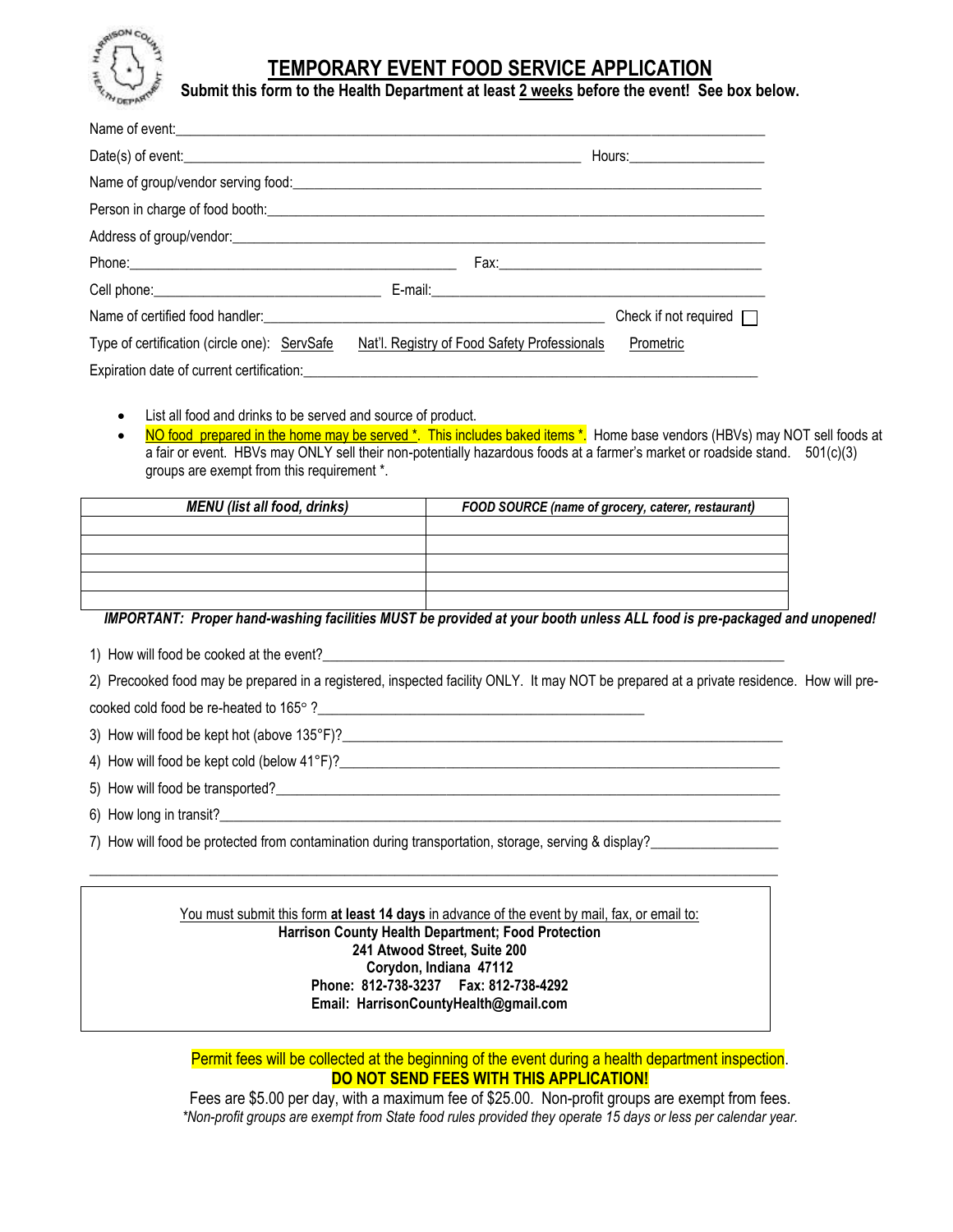# TEMPORARY EVENT FOOD SERVICE APPLICATION

**Submit this form to the Health Department at least 2 weeks before the event! See box below.**

Name of event: ______________________________

Date(s) of event: ______________________________ Hours: ______________

Name of group/vendor serving food: ______________________________

Person in charge of food booth: ______________________________

Address of group/vendor: ______________________________

Phone: ______________________ Fax: ______________________

Cell phone: ______________________ E-mail: ______________________

Name of certified food handler: ______________________ Check if not required ☐

Type of certification (circle one): ServSafe Nat'l. Registry of Food Safety Professionals Prometric

Expiration date of current certification: ______________________________

- List all food and drinks to be served and source of product.
- NO food prepared in the home may be served *. This includes baked items *. Home base vendors (HBVs) may NOT sell foods at a fair or event. HBVs may ONLY sell their non-potentially hazardous foods at a farmer's market or roadside stand. 501(c)(3) groups are exempt from this requirement *.

| *MENU (list all food, drinks)* | *FOOD SOURCE (name of grocery, caterer, restaurant)* |
|---|---|
| | |
| | |
| | |
| | |
| | |

***IMPORTANT: Proper hand-washing facilities MUST be provided at your booth unless ALL food is pre-packaged and unopened!***

1) How will food be cooked at the event? ______________________________

2) Precooked food may be prepared in a registered, inspected facility ONLY. It may NOT be prepared at a private residence. How will pre-cooked cold food be re-heated to 165° ? ______________________________

3) How will food be kept hot (above 135°F)? ______________________________

4) How will food be kept cold (below 41°F)? ______________________________

5) How will food be transported? ______________________________

6) How long in transit? ______________________________

7) How will food be protected from contamination during transportation, storage, serving & display? ______________________________

______________________________________________________________

You must submit this form **at least 14 days** in advance of the event by mail, fax, or email to:
**Harrison County Health Department; Food Protection**
**241 Atwood Street, Suite 200**
**Corydon, Indiana 47112**
**Phone: 812-738-3237 Fax: 812-738-4292**
**Email: HarrisonCountyHealth@gmail.com**

Permit fees will be collected at the beginning of the event during a health department inspection.

**DO NOT SEND FEES WITH THIS APPLICATION!**

Fees are $5.00 per day, with a maximum fee of $25.00. Non-profit groups are exempt from fees.

*\*Non-profit groups are exempt from State food rules provided they operate 15 days or less per calendar year.*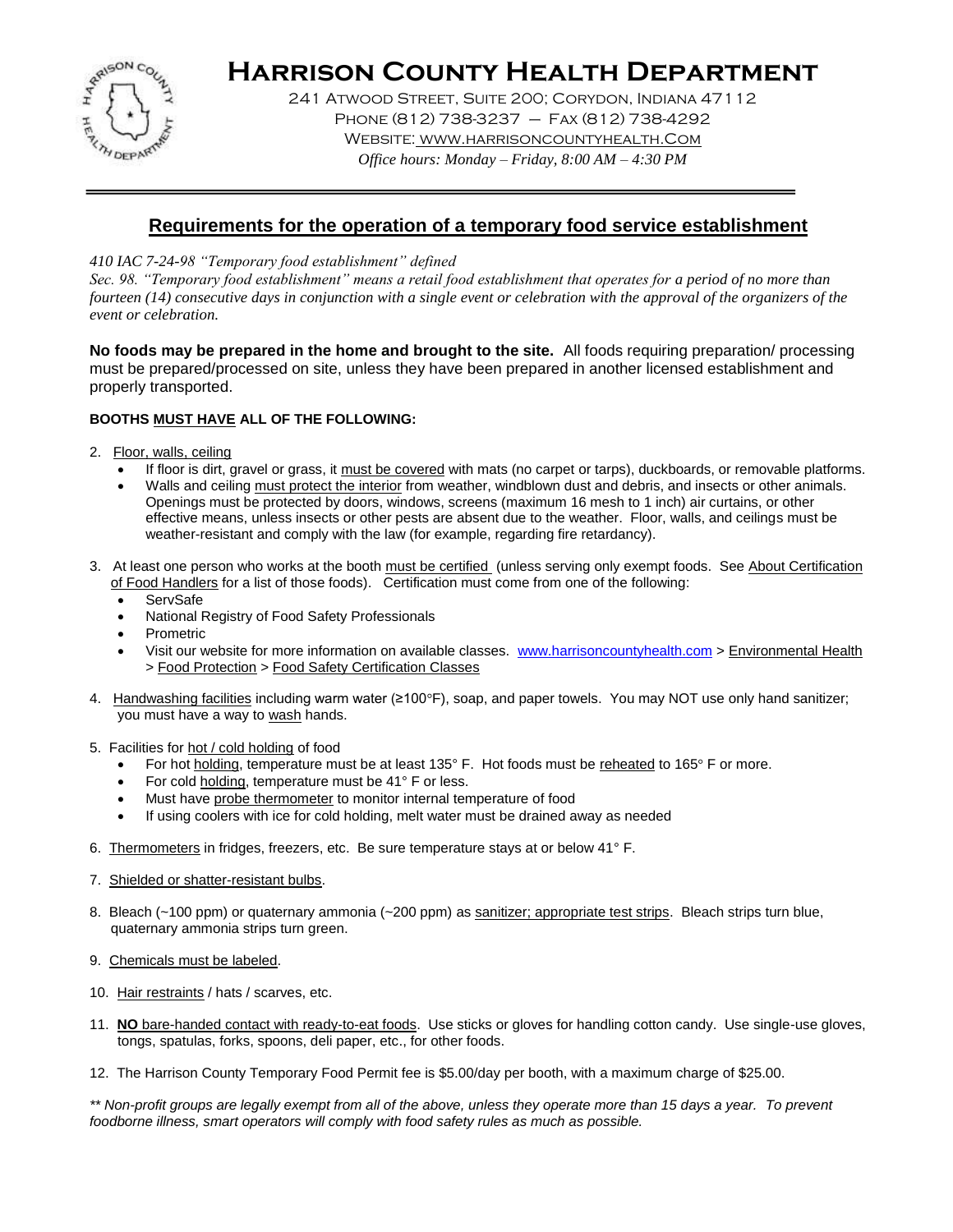# Harrison County Health Department

241 Atwood Street, Suite 200; Corydon, Indiana 47112
Phone (812) 738-3237 – Fax (812) 738-4292
Website: www.harrisoncountyhealth.com
*Office hours: Monday – Friday, 8:00 AM – 4:30 PM*

---

## Requirements for the operation of a temporary food service establishment

*410 IAC 7-24-98 "Temporary food establishment" defined*
*Sec. 98. "Temporary food establishment" means a retail food establishment that operates for a period of no more than fourteen (14) consecutive days in conjunction with a single event or celebration with the approval of the organizers of the event or celebration.*

**No foods may be prepared in the home and brought to the site.** All foods requiring preparation/ processing must be prepared/processed on site, unless they have been prepared in another licensed establishment and properly transported.

**BOOTHS MUST HAVE ALL OF THE FOLLOWING:**

2. Floor, walls, ceiling
   - If floor is dirt, gravel or grass, it must be covered with mats (no carpet or tarps), duckboards, or removable platforms.
   - Walls and ceiling must protect the interior from weather, windblown dust and debris, and insects or other animals. Openings must be protected by doors, windows, screens (maximum 16 mesh to 1 inch) air curtains, or other effective means, unless insects or other pests are absent due to the weather. Floor, walls, and ceilings must be weather-resistant and comply with the law (for example, regarding fire retardancy).

3. At least one person who works at the booth must be certified (unless serving only exempt foods. See About Certification of Food Handlers for a list of those foods). Certification must come from one of the following:
   - ServSafe
   - National Registry of Food Safety Professionals
   - Prometric
   - Visit our website for more information on available classes. www.harrisoncountyhealth.com > Environmental Health > Food Protection > Food Safety Certification Classes

4. Handwashing facilities including warm water (≥100°F), soap, and paper towels. You may NOT use only hand sanitizer; you must have a way to wash hands.

5. Facilities for hot / cold holding of food
   - For hot holding, temperature must be at least 135° F. Hot foods must be reheated to 165° F or more.
   - For cold holding, temperature must be 41° F or less.
   - Must have probe thermometer to monitor internal temperature of food
   - If using coolers with ice for cold holding, melt water must be drained away as needed

6. Thermometers in fridges, freezers, etc. Be sure temperature stays at or below 41° F.

7. Shielded or shatter-resistant bulbs.

8. Bleach (~100 ppm) or quaternary ammonia (~200 ppm) as sanitizer; appropriate test strips. Bleach strips turn blue, quaternary ammonia strips turn green.

9. Chemicals must be labeled.

10. Hair restraints / hats / scarves, etc.

11. **NO** bare-handed contact with ready-to-eat foods. Use sticks or gloves for handling cotton candy. Use single-use gloves, tongs, spatulas, forks, spoons, deli paper, etc., for other foods.

12. The Harrison County Temporary Food Permit fee is $5.00/day per booth, with a maximum charge of $25.00.

*** Non-profit groups are legally exempt from all of the above, unless they operate more than 15 days a year. To prevent foodborne illness, smart operators will comply with food safety rules as much as possible.*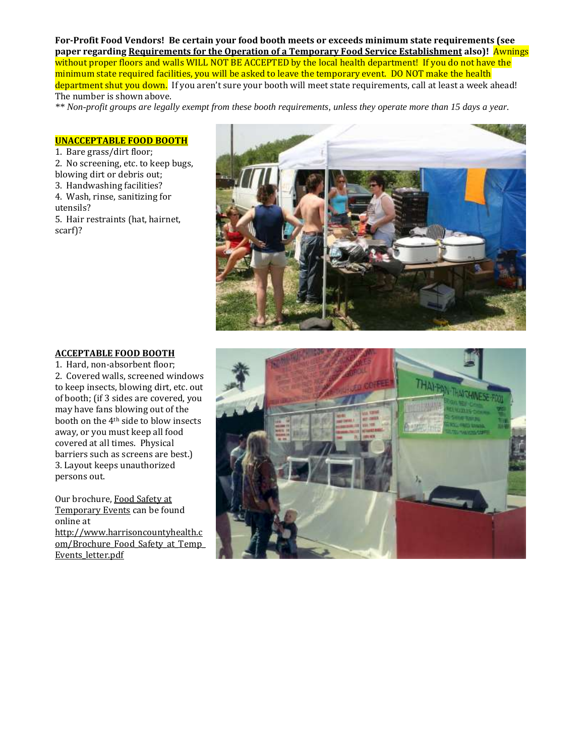**For-Profit Food Vendors! Be certain your food booth meets or exceeds minimum state requirements (see paper regarding Requirements for the Operation of a Temporary Food Service Establishment also)!** Awnings without proper floors and walls WILL NOT BE ACCEPTED by the local health department! If you do not have the minimum state required facilities, you will be asked to leave the temporary event. DO NOT make the health department shut you down. If you aren't sure your booth will meet state requirements, call at least a week ahead! The number is shown above.

*** Non-profit groups are legally exempt from these booth requirements, unless they operate more than 15 days a year.*

**UNACCEPTABLE FOOD BOOTH**

1. Bare grass/dirt floor;
2. No screening, etc. to keep bugs, blowing dirt or debris out;
3. Handwashing facilities?
4. Wash, rinse, sanitizing for utensils?
5. Hair restraints (hat, hairnet, scarf)?

**ACCEPTABLE FOOD BOOTH**

1. Hard, non-absorbent floor;
2. Covered walls, screened windows to keep insects, blowing dirt, etc. out of booth; (if 3 sides are covered, you may have fans blowing out of the booth on the 4th side to blow insects away, or you must keep all food covered at all times. Physical barriers such as screens are best.)
3. Layout keeps unauthorized persons out.

Our brochure, Food Safety at Temporary Events can be found online at http://www.harrisoncountyhealth.com/Brochure_Food_Safety_at_Temp_Events_letter.pdf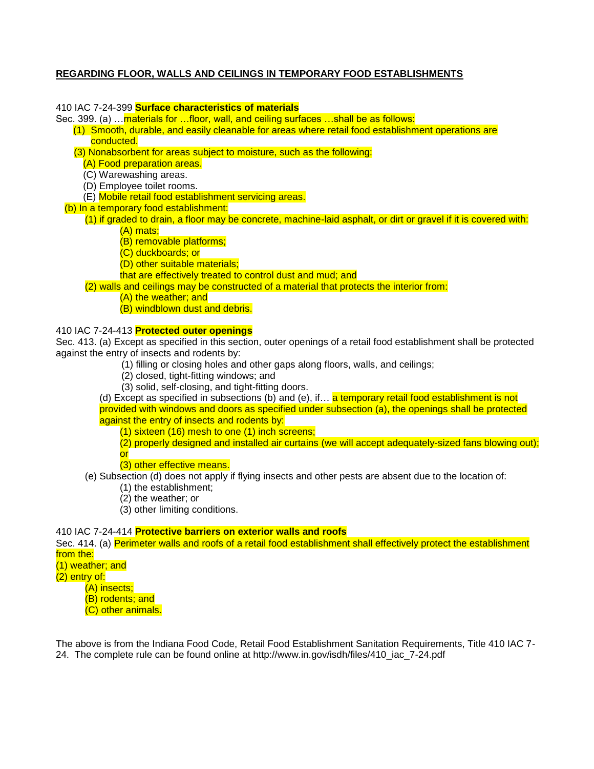**REGARDING FLOOR, WALLS AND CEILINGS IN TEMPORARY FOOD ESTABLISHMENTS**

410 IAC 7-24-399 **Surface characteristics of materials**

Sec. 399. (a) …materials for …floor, wall, and ceiling surfaces …shall be as follows:

(1) Smooth, durable, and easily cleanable for areas where retail food establishment operations are conducted.

(3) Nonabsorbent for areas subject to moisture, such as the following:

(A) Food preparation areas.

(C) Warewashing areas.

(D) Employee toilet rooms.

(E) Mobile retail food establishment servicing areas.

(b) In a temporary food establishment:

(1) if graded to drain, a floor may be concrete, machine-laid asphalt, or dirt or gravel if it is covered with:

(A) mats;

(B) removable platforms;

(C) duckboards; or

(D) other suitable materials;

that are effectively treated to control dust and mud; and

(2) walls and ceilings may be constructed of a material that protects the interior from:

(A) the weather; and

(B) windblown dust and debris.

410 IAC 7-24-413 **Protected outer openings**

Sec. 413. (a) Except as specified in this section, outer openings of a retail food establishment shall be protected against the entry of insects and rodents by:

(1) filling or closing holes and other gaps along floors, walls, and ceilings;

(2) closed, tight-fitting windows; and

(3) solid, self-closing, and tight-fitting doors.

(d) Except as specified in subsections (b) and (e), if… a temporary retail food establishment is not provided with windows and doors as specified under subsection (a), the openings shall be protected against the entry of insects and rodents by:

(1) sixteen (16) mesh to one (1) inch screens;

(2) properly designed and installed air curtains (we will accept adequately-sized fans blowing out); or

(3) other effective means.

(e) Subsection (d) does not apply if flying insects and other pests are absent due to the location of:

(1) the establishment;

(2) the weather; or

(3) other limiting conditions.

410 IAC 7-24-414 **Protective barriers on exterior walls and roofs**

Sec. 414. (a) Perimeter walls and roofs of a retail food establishment shall effectively protect the establishment from the:

(1) weather; and

(2) entry of:

(A) insects;

(B) rodents; and

(C) other animals.

The above is from the Indiana Food Code, Retail Food Establishment Sanitation Requirements, Title 410 IAC 7-24. The complete rule can be found online at http://www.in.gov/isdh/files/410_iac_7-24.pdf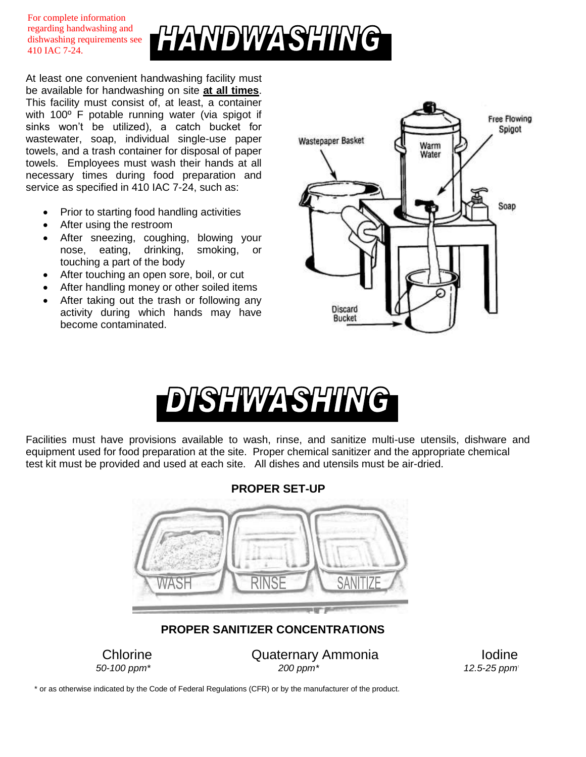For complete information regarding handwashing and dishwashing requirements see 410 IAC 7-24.

# HANDWASHING

At least one convenient handwashing facility must be available for handwashing on site **at all times**. This facility must consist of, at least, a container with 100º F potable running water (via spigot if sinks won't be utilized), a catch bucket for wastewater, soap, individual single-use paper towels, and a trash container for disposal of paper towels. Employees must wash their hands at all necessary times during food preparation and service as specified in 410 IAC 7-24, such as:

- Prior to starting food handling activities
- After using the restroom
- After sneezing, coughing, blowing your nose, eating, drinking, smoking, or touching a part of the body
- After touching an open sore, boil, or cut
- After handling money or other soiled items
- After taking out the trash or following any activity during which hands may have become contaminated.

Wastepaper Basket
Warm Water
Free Flowing Spigot
Soap
Discard Bucket

# DISHWASHING

Facilities must have provisions available to wash, rinse, and sanitize multi-use utensils, dishware and equipment used for food preparation at the site. Proper chemical sanitizer and the appropriate chemical test kit must be provided and used at each site. All dishes and utensils must be air-dried.

**PROPER SET-UP**

WASH RINSE SANITIZE

**PROPER SANITIZER CONCENTRATIONS**

| Chlorine | Quaternary Ammonia | Iodine |
|---|---|---|
| *50-100 ppm** | *200 ppm** | *12.5-25 ppm** |

\* or as otherwise indicated by the Code of Federal Regulations (CFR) or by the manufacturer of the product.